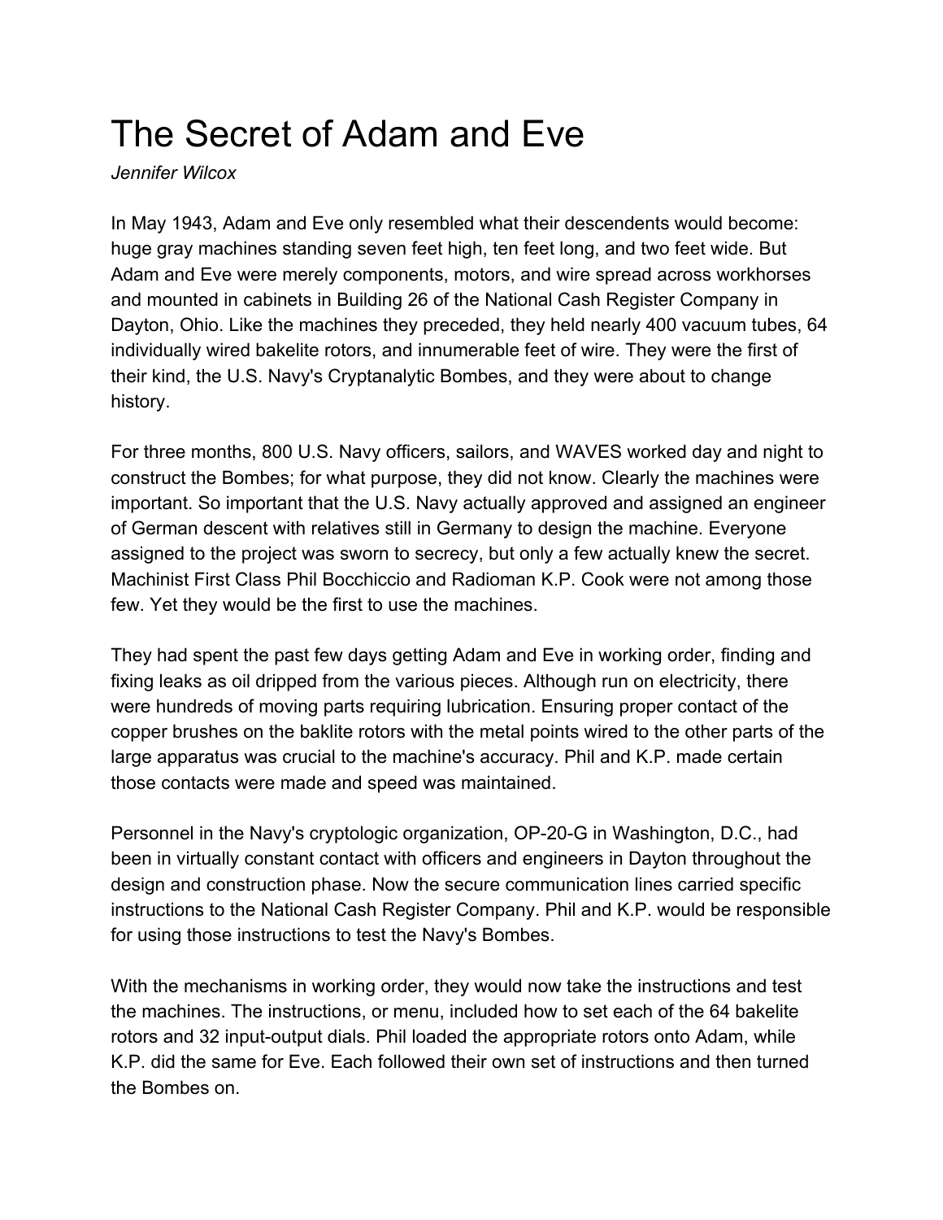# The Secret of Adam and Eve

*Jennifer Wilcox*

In May 1943, Adam and Eve only resembled what their descendents would become: huge gray machines standing seven feet high, ten feet long, and two feet wide. But Adam and Eve were merely components, motors, and wire spread across workhorses and mounted in cabinets in Building 26 of the National Cash Register Company in Dayton, Ohio. Like the machines they preceded, they held nearly 400 vacuum tubes, 64 individually wired bakelite rotors, and innumerable feet of wire. They were the first of their kind, the U.S. Navy's Cryptanalytic Bombes, and they were about to change history.

For three months, 800 U.S. Navy officers, sailors, and WAVES worked day and night to construct the Bombes; for what purpose, they did not know. Clearly the machines were important. So important that the U.S. Navy actually approved and assigned an engineer of German descent with relatives still in Germany to design the machine. Everyone assigned to the project was sworn to secrecy, but only a few actually knew the secret. Machinist First Class Phil Bocchiccio and Radioman K.P. Cook were not among those few. Yet they would be the first to use the machines.

They had spent the past few days getting Adam and Eve in working order, finding and fixing leaks as oil dripped from the various pieces. Although run on electricity, there were hundreds of moving parts requiring lubrication. Ensuring proper contact of the copper brushes on the baklite rotors with the metal points wired to the other parts of the large apparatus was crucial to the machine's accuracy. Phil and K.P. made certain those contacts were made and speed was maintained.

Personnel in the Navy's cryptologic organization, OP-20-G in Washington, D.C., had been in virtually constant contact with officers and engineers in Dayton throughout the design and construction phase. Now the secure communication lines carried specific instructions to the National Cash Register Company. Phil and K.P. would be responsible for using those instructions to test the Navy's Bombes.

With the mechanisms in working order, they would now take the instructions and test the machines. The instructions, or menu, included how to set each of the 64 bakelite rotors and 32 input-output dials. Phil loaded the appropriate rotors onto Adam, while K.P. did the same for Eve. Each followed their own set of instructions and then turned the Bombes on.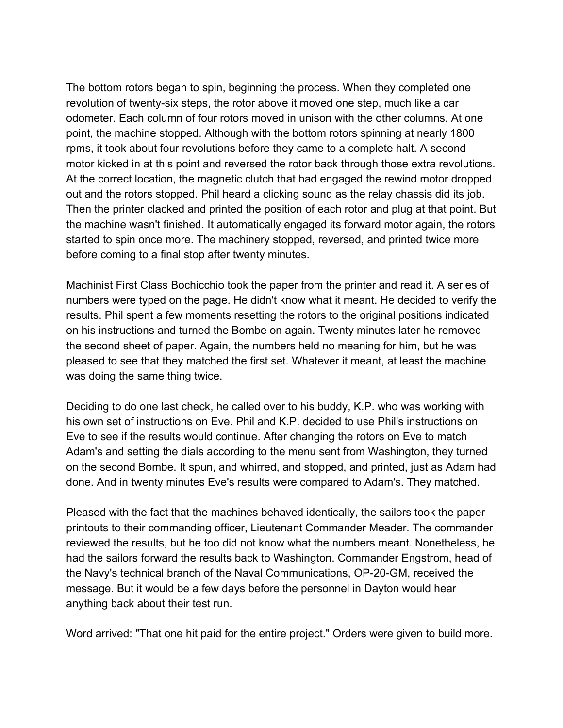The bottom rotors began to spin, beginning the process. When they completed one revolution of twenty-six steps, the rotor above it moved one step, much like a car odometer. Each column of four rotors moved in unison with the other columns. At one point, the machine stopped. Although with the bottom rotors spinning at nearly 1800 rpms, it took about four revolutions before they came to a complete halt. A second motor kicked in at this point and reversed the rotor back through those extra revolutions. At the correct location, the magnetic clutch that had engaged the rewind motor dropped out and the rotors stopped. Phil heard a clicking sound as the relay chassis did its job. Then the printer clacked and printed the position of each rotor and plug at that point. But the machine wasn't finished. It automatically engaged its forward motor again, the rotors started to spin once more. The machinery stopped, reversed, and printed twice more before coming to a final stop after twenty minutes.

Machinist First Class Bochicchio took the paper from the printer and read it. A series of numbers were typed on the page. He didn't know what it meant. He decided to verify the results. Phil spent a few moments resetting the rotors to the original positions indicated on his instructions and turned the Bombe on again. Twenty minutes later he removed the second sheet of paper. Again, the numbers held no meaning for him, but he was pleased to see that they matched the first set. Whatever it meant, at least the machine was doing the same thing twice.

Deciding to do one last check, he called over to his buddy, K.P. who was working with his own set of instructions on Eve. Phil and K.P. decided to use Phil's instructions on Eve to see if the results would continue. After changing the rotors on Eve to match Adam's and setting the dials according to the menu sent from Washington, they turned on the second Bombe. It spun, and whirred, and stopped, and printed, just as Adam had done. And in twenty minutes Eve's results were compared to Adam's. They matched.

Pleased with the fact that the machines behaved identically, the sailors took the paper printouts to their commanding officer, Lieutenant Commander Meader. The commander reviewed the results, but he too did not know what the numbers meant. Nonetheless, he had the sailors forward the results back to Washington. Commander Engstrom, head of the Navy's technical branch of the Naval Communications, OP-20-GM, received the message. But it would be a few days before the personnel in Dayton would hear anything back about their test run.

Word arrived: "That one hit paid for the entire project." Orders were given to build more.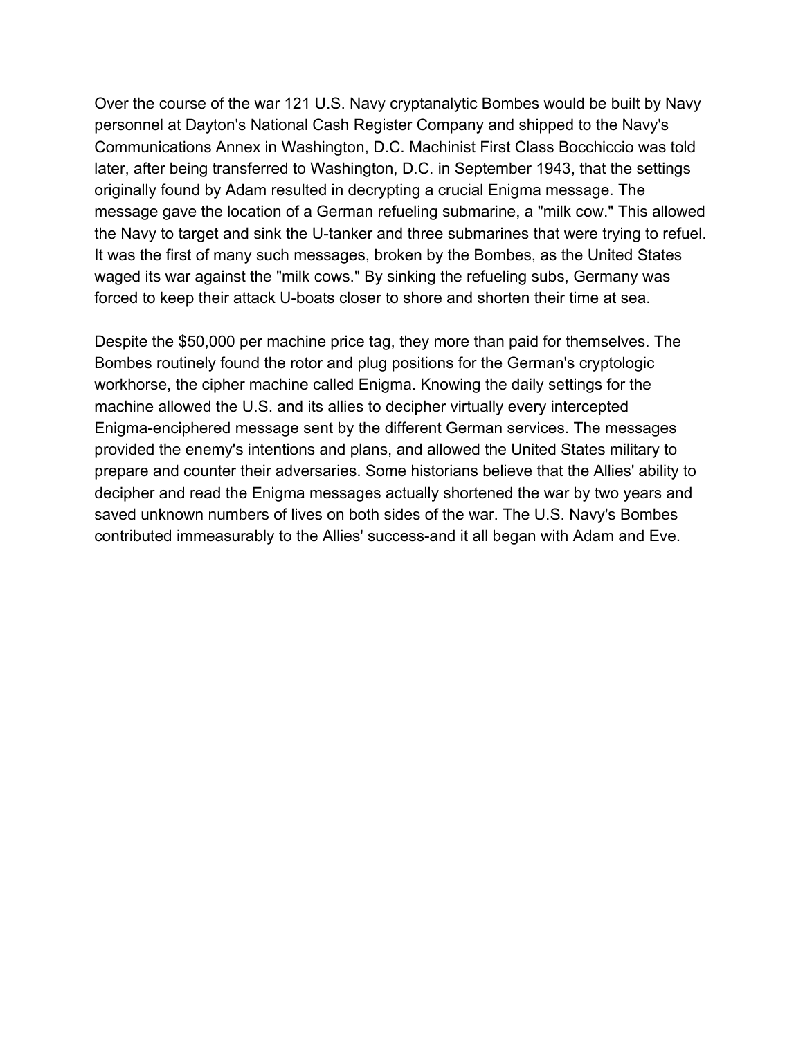Over the course of the war 121 U.S. Navy cryptanalytic Bombes would be built by Navy personnel at Dayton's National Cash Register Company and shipped to the Navy's Communications Annex in Washington, D.C. Machinist First Class Bocchiccio was told later, after being transferred to Washington, D.C. in September 1943, that the settings originally found by Adam resulted in decrypting a crucial Enigma message. The message gave the location of a German refueling submarine, a "milk cow." This allowed the Navy to target and sink the U-tanker and three submarines that were trying to refuel. It was the first of many such messages, broken by the Bombes, as the United States waged its war against the "milk cows." By sinking the refueling subs, Germany was forced to keep their attack U-boats closer to shore and shorten their time at sea.

Despite the $50,000 per machine price tag, they more than paid for themselves. The Bombes routinely found the rotor and plug positions for the German's cryptologic workhorse, the cipher machine called Enigma. Knowing the daily settings for the machine allowed the U.S. and its allies to decipher virtually every intercepted Enigma-enciphered message sent by the different German services. The messages provided the enemy's intentions and plans, and allowed the United States military to prepare and counter their adversaries. Some historians believe that the Allies' ability to decipher and read the Enigma messages actually shortened the war by two years and saved unknown numbers of lives on both sides of the war. The U.S. Navy's Bombes contributed immeasurably to the Allies' success-and it all began with Adam and Eve.